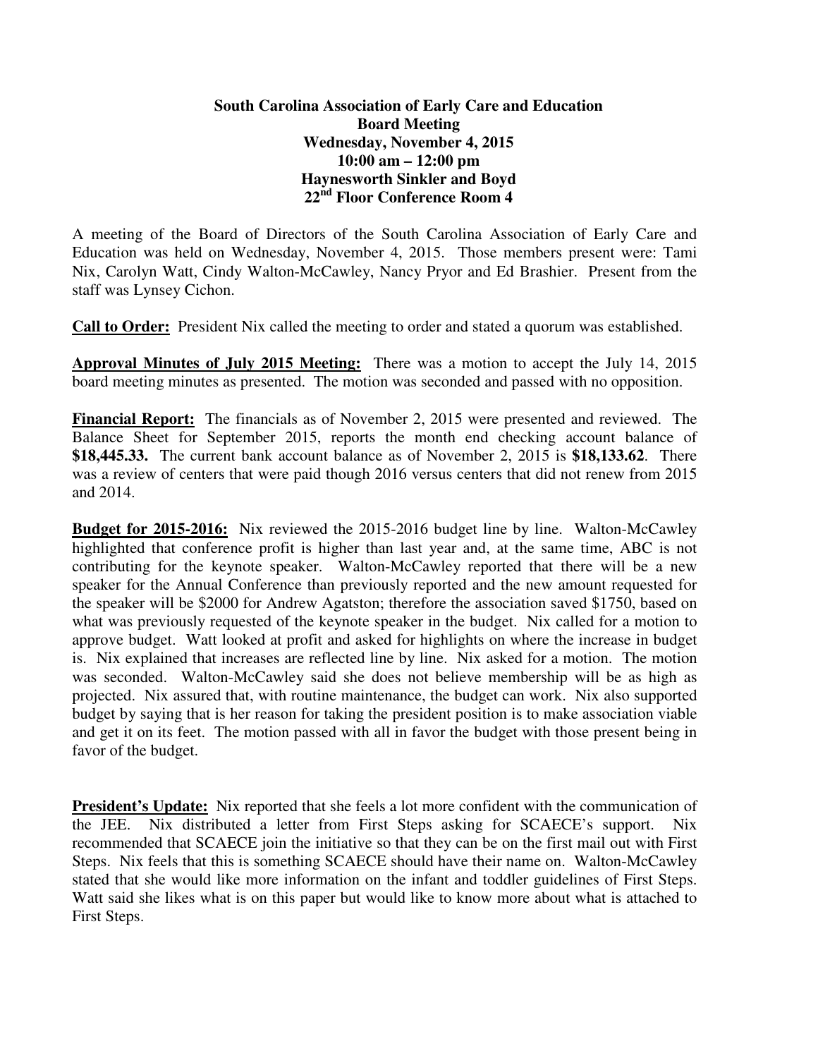**South Carolina Association of Early Care and Education**
**Board Meeting**
**Wednesday, November 4, 2015**
**10:00 am – 12:00 pm**
**Haynesworth Sinkler and Boyd**
**22nd Floor Conference Room 4**

A meeting of the Board of Directors of the South Carolina Association of Early Care and Education was held on Wednesday, November 4, 2015. Those members present were: Tami Nix, Carolyn Watt, Cindy Walton-McCawley, Nancy Pryor and Ed Brashier. Present from the staff was Lynsey Cichon.

**Call to Order:** President Nix called the meeting to order and stated a quorum was established.

**Approval Minutes of July 2015 Meeting:** There was a motion to accept the July 14, 2015 board meeting minutes as presented. The motion was seconded and passed with no opposition.

**Financial Report:** The financials as of November 2, 2015 were presented and reviewed. The Balance Sheet for September 2015, reports the month end checking account balance of **$18,445.33.** The current bank account balance as of November 2, 2015 is **$18,133.62**. There was a review of centers that were paid though 2016 versus centers that did not renew from 2015 and 2014.

**Budget for 2015-2016:** Nix reviewed the 2015-2016 budget line by line. Walton-McCawley highlighted that conference profit is higher than last year and, at the same time, ABC is not contributing for the keynote speaker. Walton-McCawley reported that there will be a new speaker for the Annual Conference than previously reported and the new amount requested for the speaker will be $2000 for Andrew Agatston; therefore the association saved $1750, based on what was previously requested of the keynote speaker in the budget. Nix called for a motion to approve budget. Watt looked at profit and asked for highlights on where the increase in budget is. Nix explained that increases are reflected line by line. Nix asked for a motion. The motion was seconded. Walton-McCawley said she does not believe membership will be as high as projected. Nix assured that, with routine maintenance, the budget can work. Nix also supported budget by saying that is her reason for taking the president position is to make association viable and get it on its feet. The motion passed with all in favor the budget with those present being in favor of the budget.

**President's Update:** Nix reported that she feels a lot more confident with the communication of the JEE. Nix distributed a letter from First Steps asking for SCAECE's support. Nix recommended that SCAECE join the initiative so that they can be on the first mail out with First Steps. Nix feels that this is something SCAECE should have their name on. Walton-McCawley stated that she would like more information on the infant and toddler guidelines of First Steps. Watt said she likes what is on this paper but would like to know more about what is attached to First Steps.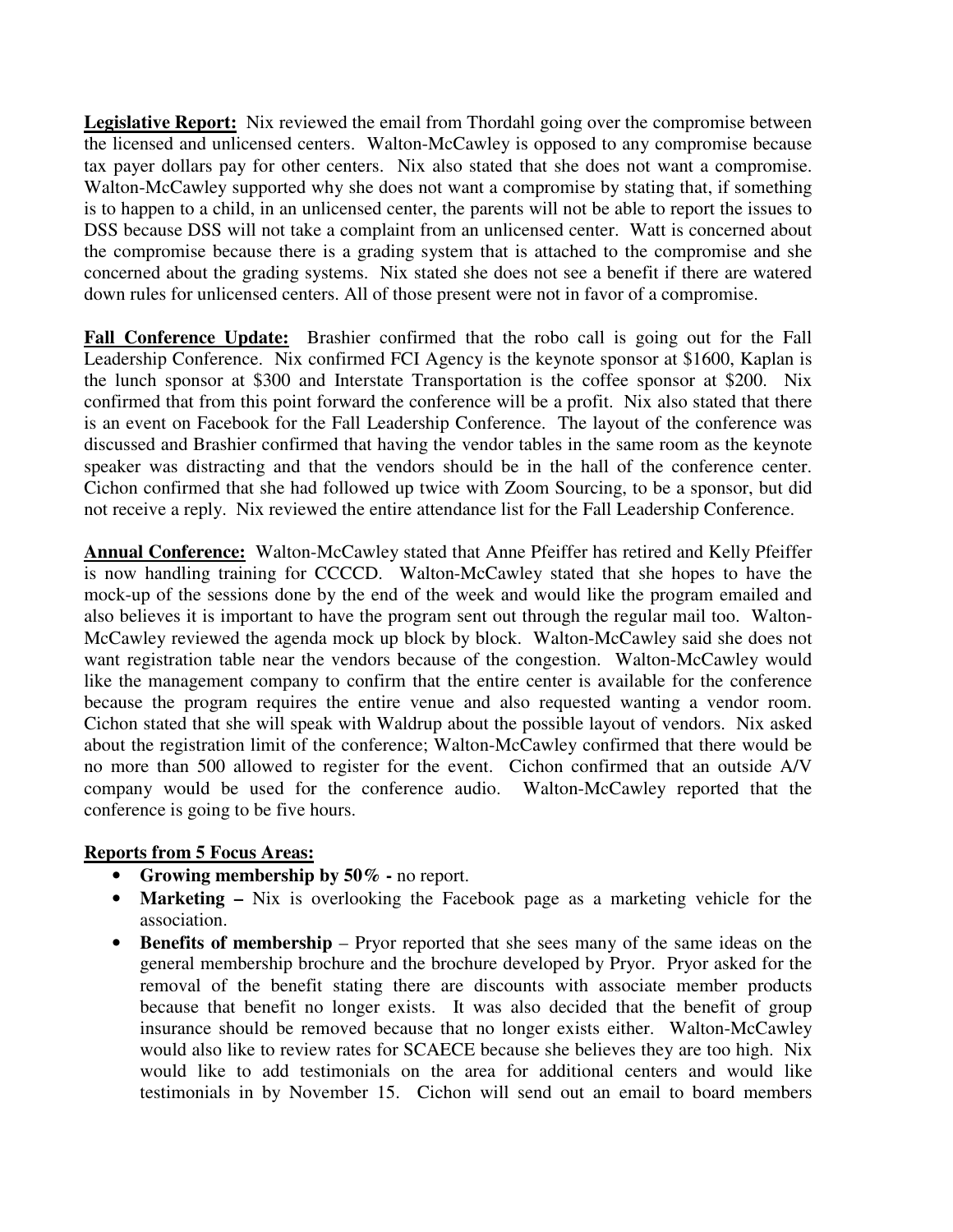**Legislative Report:** Nix reviewed the email from Thordahl going over the compromise between the licensed and unlicensed centers. Walton-McCawley is opposed to any compromise because tax payer dollars pay for other centers. Nix also stated that she does not want a compromise. Walton-McCawley supported why she does not want a compromise by stating that, if something is to happen to a child, in an unlicensed center, the parents will not be able to report the issues to DSS because DSS will not take a complaint from an unlicensed center. Watt is concerned about the compromise because there is a grading system that is attached to the compromise and she concerned about the grading systems. Nix stated she does not see a benefit if there are watered down rules for unlicensed centers. All of those present were not in favor of a compromise.

**Fall Conference Update:** Brashier confirmed that the robo call is going out for the Fall Leadership Conference. Nix confirmed FCI Agency is the keynote sponsor at $1600, Kaplan is the lunch sponsor at $300 and Interstate Transportation is the coffee sponsor at $200. Nix confirmed that from this point forward the conference will be a profit. Nix also stated that there is an event on Facebook for the Fall Leadership Conference. The layout of the conference was discussed and Brashier confirmed that having the vendor tables in the same room as the keynote speaker was distracting and that the vendors should be in the hall of the conference center. Cichon confirmed that she had followed up twice with Zoom Sourcing, to be a sponsor, but did not receive a reply. Nix reviewed the entire attendance list for the Fall Leadership Conference.

**Annual Conference:** Walton-McCawley stated that Anne Pfeiffer has retired and Kelly Pfeiffer is now handling training for CCCCD. Walton-McCawley stated that she hopes to have the mock-up of the sessions done by the end of the week and would like the program emailed and also believes it is important to have the program sent out through the regular mail too. Walton-McCawley reviewed the agenda mock up block by block. Walton-McCawley said she does not want registration table near the vendors because of the congestion. Walton-McCawley would like the management company to confirm that the entire center is available for the conference because the program requires the entire venue and also requested wanting a vendor room. Cichon stated that she will speak with Waldrup about the possible layout of vendors. Nix asked about the registration limit of the conference; Walton-McCawley confirmed that there would be no more than 500 allowed to register for the event. Cichon confirmed that an outside A/V company would be used for the conference audio. Walton-McCawley reported that the conference is going to be five hours.

**Reports from 5 Focus Areas:**

- **Growing membership by 50% -** no report.
- **Marketing –** Nix is overlooking the Facebook page as a marketing vehicle for the association.
- **Benefits of membership** – Pryor reported that she sees many of the same ideas on the general membership brochure and the brochure developed by Pryor. Pryor asked for the removal of the benefit stating there are discounts with associate member products because that benefit no longer exists. It was also decided that the benefit of group insurance should be removed because that no longer exists either. Walton-McCawley would also like to review rates for SCAECE because she believes they are too high. Nix would like to add testimonials on the area for additional centers and would like testimonials in by November 15. Cichon will send out an email to board members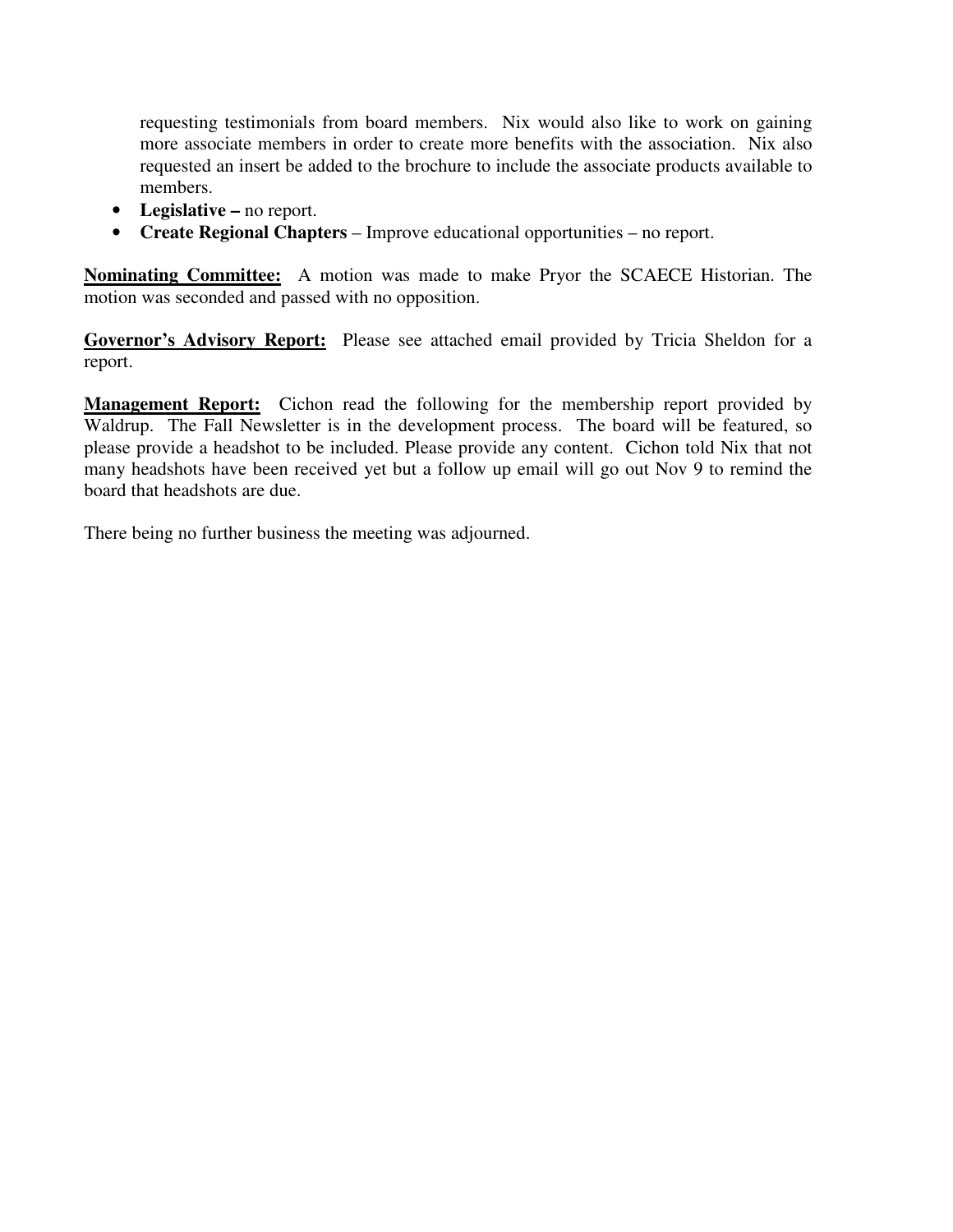requesting testimonials from board members. Nix would also like to work on gaining more associate members in order to create more benefits with the association. Nix also requested an insert be added to the brochure to include the associate products available to members.

- **Legislative –** no report.
- **Create Regional Chapters** – Improve educational opportunities – no report.

**Nominating Committee:** A motion was made to make Pryor the SCAECE Historian. The motion was seconded and passed with no opposition.

**Governor's Advisory Report:** Please see attached email provided by Tricia Sheldon for a report.

**Management Report:** Cichon read the following for the membership report provided by Waldrup. The Fall Newsletter is in the development process. The board will be featured, so please provide a headshot to be included. Please provide any content. Cichon told Nix that not many headshots have been received yet but a follow up email will go out Nov 9 to remind the board that headshots are due.

There being no further business the meeting was adjourned.